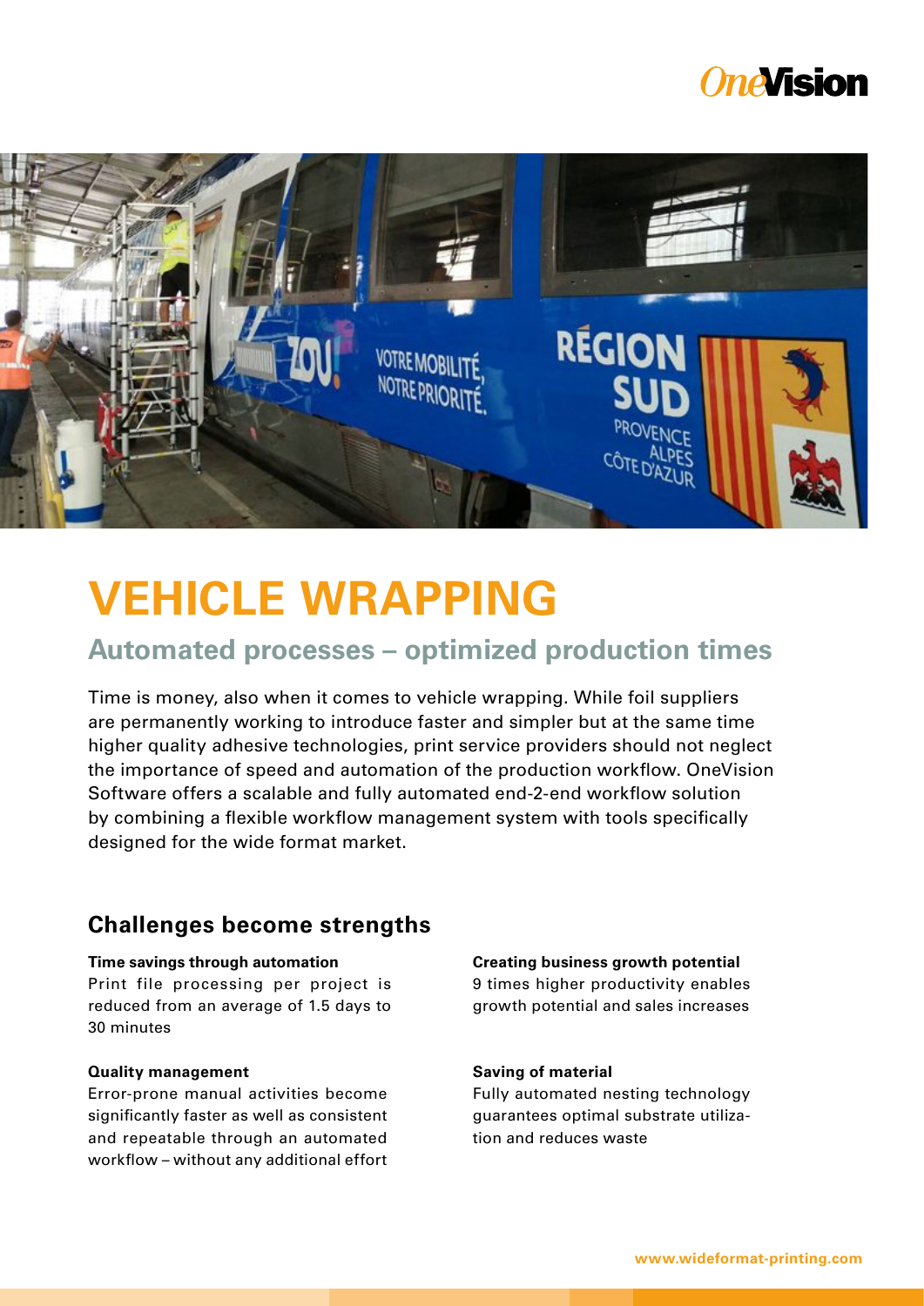# VEHICLE WRAPPING

## Automated processes – optimized production times

Time is money, also when it comes to vehicle wrapping. While foil suppliers are permanently working to introduce faster and simpler but at the same time higher quality adhesive technologies, print service providers should not neglect the importance of speed and automation of the production workflow. OneVision Software offers a scalable and fully automated end-2-end workflow solution by combining a flexible workflow management system with tools specifically designed for the wide format market.

### Challenges become strengths

**Time savings through automation**
Print file processing per project is reduced from an average of 1.5 days to 30 minutes

**Quality management**
Error-prone manual activities become significantly faster as well as consistent and repeatable through an automated workflow – without any additional effort

**Creating business growth potential**
9 times higher productivity enables growth potential and sales increases

**Saving of material**
Fully automated nesting technology guarantees optimal substrate utilization and reduces waste

www.wideformat-printing.com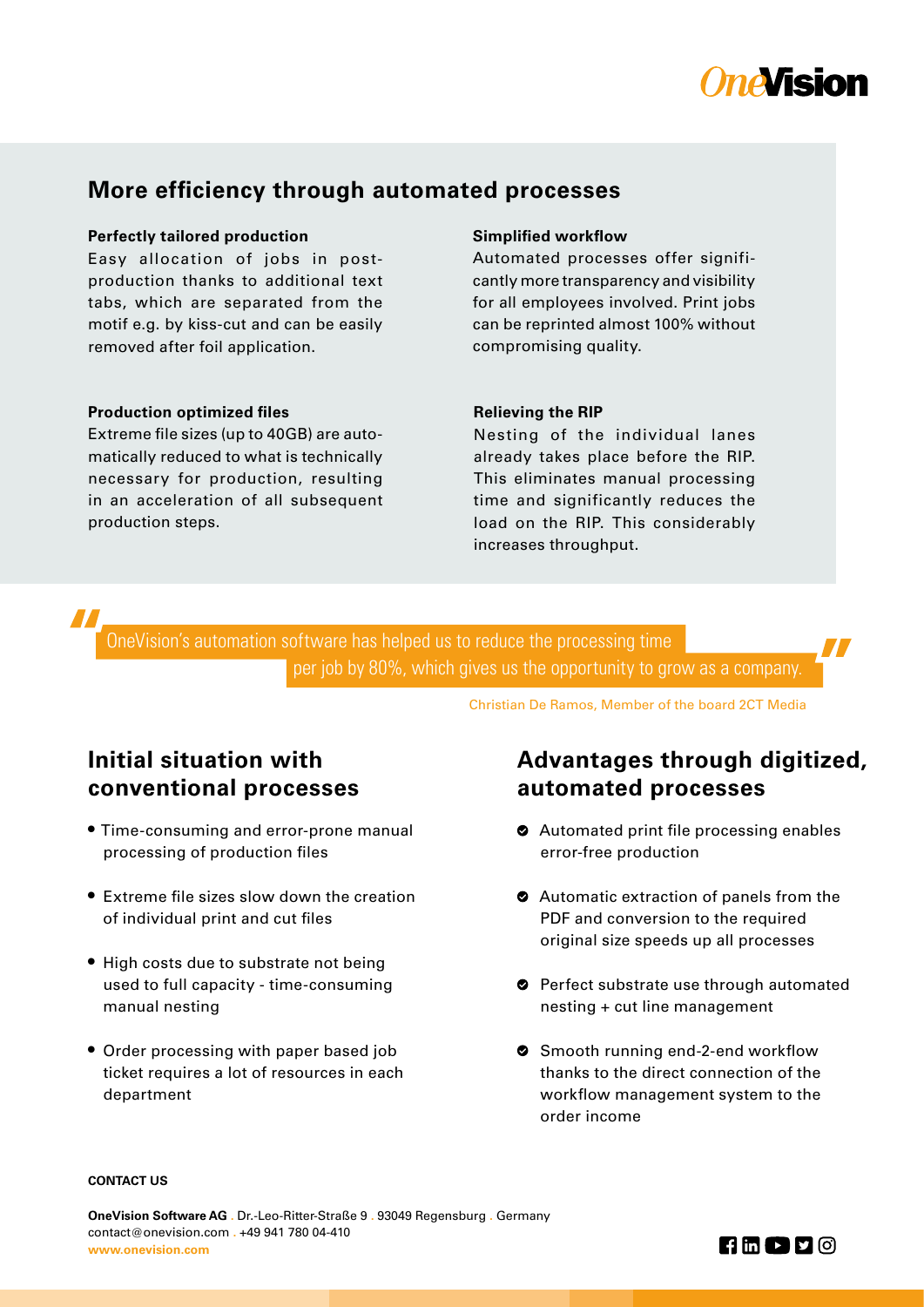## More efficiency through automated processes

**Perfectly tailored production**
Easy allocation of jobs in post-production thanks to additional text tabs, which are separated from the motif e.g. by kiss-cut and can be easily removed after foil application.

**Production optimized files**
Extreme file sizes (up to 40GB) are automatically reduced to what is technically necessary for production, resulting in an acceleration of all subsequent production steps.

**Simplified workflow**
Automated processes offer significantly more transparency and visibility for all employees involved. Print jobs can be reprinted almost 100% without compromising quality.

**Relieving the RIP**
Nesting of the individual lanes already takes place before the RIP. This eliminates manual processing time and significantly reduces the load on the RIP. This considerably increases throughput.

> "OneVision's automation software has helped us to reduce the processing time per job by 80%, which gives us the opportunity to grow as a company."
>
> Christian De Ramos, Member of the board 2CT Media

## Initial situation with conventional processes

- Time-consuming and error-prone manual processing of production files
- Extreme file sizes slow down the creation of individual print and cut files
- High costs due to substrate not being used to full capacity - time-consuming manual nesting
- Order processing with paper based job ticket requires a lot of resources in each department

## Advantages through digitized, automated processes

- Automated print file processing enables error-free production
- Automatic extraction of panels from the PDF and conversion to the required original size speeds up all processes
- Perfect substrate use through automated nesting + cut line management
- Smooth running end-2-end workflow thanks to the direct connection of the workflow management system to the order income

**CONTACT US**

**OneVision Software AG** . Dr.-Leo-Ritter-Straße 9 . 93049 Regensburg . Germany
contact@onevision.com . +49 941 780 04-410
**www.onevision.com**